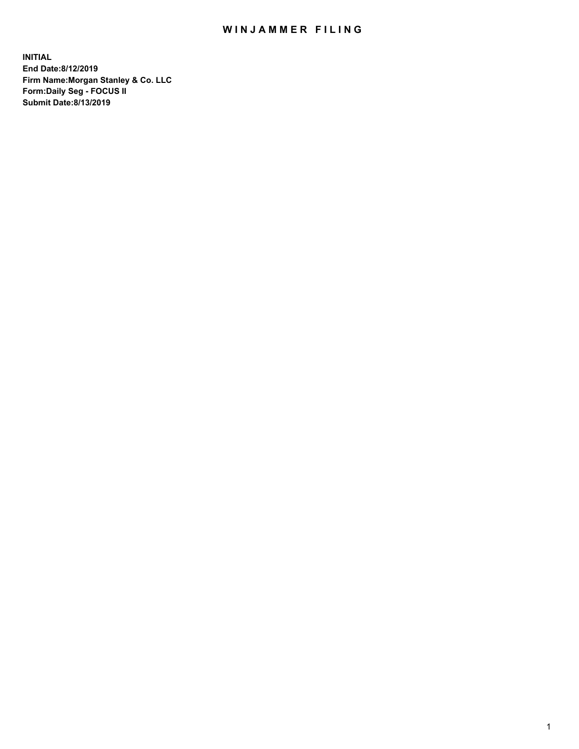# WINJAMMER FILING

**INITIAL**
**End Date:8/12/2019**
**Firm Name:Morgan Stanley & Co. LLC**
**Form:Daily Seg - FOCUS II**
**Submit Date:8/13/2019**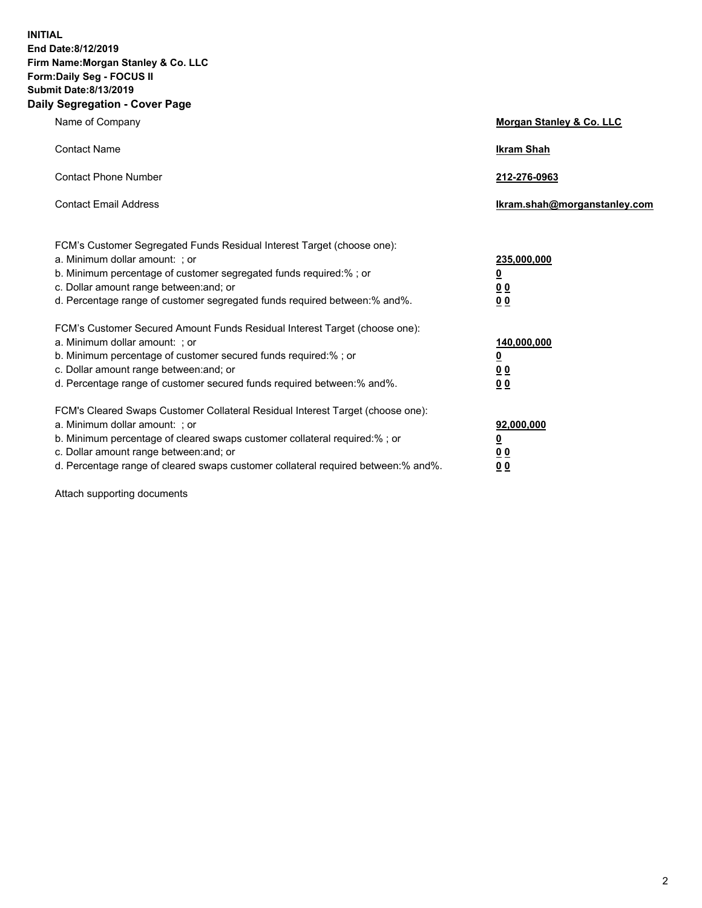**INITIAL**
**End Date:8/12/2019**
**Firm Name:Morgan Stanley & Co. LLC**
**Form:Daily Seg - FOCUS II**
**Submit Date:8/13/2019**

## Daily Segregation - Cover Page

| | |
|---|---|
| Name of Company | **Morgan Stanley & Co. LLC** |
| Contact Name | **Ikram Shah** |
| Contact Phone Number | **212-276-0963** |
| Contact Email Address | **Ikram.shah@morganstanley.com** |

| | |
|---|---|
| FCM's Customer Segregated Funds Residual Interest Target (choose one): | |
| a. Minimum dollar amount: ; or | **235,000,000** |
| b. Minimum percentage of customer segregated funds required:% ; or | **0** |
| c. Dollar amount range between:and; or | **0 0** |
| d. Percentage range of customer segregated funds required between:% and%. | **0 0** |
| FCM's Customer Secured Amount Funds Residual Interest Target (choose one): | |
| a. Minimum dollar amount: ; or | **140,000,000** |
| b. Minimum percentage of customer secured funds required:% ; or | **0** |
| c. Dollar amount range between:and; or | **0 0** |
| d. Percentage range of customer secured funds required between:% and%. | **0 0** |
| FCM's Cleared Swaps Customer Collateral Residual Interest Target (choose one): | |
| a. Minimum dollar amount: ; or | **92,000,000** |
| b. Minimum percentage of cleared swaps customer collateral required:% ; or | **0** |
| c. Dollar amount range between:and; or | **0 0** |
| d. Percentage range of cleared swaps customer collateral required between:% and%. | **0 0** |

Attach supporting documents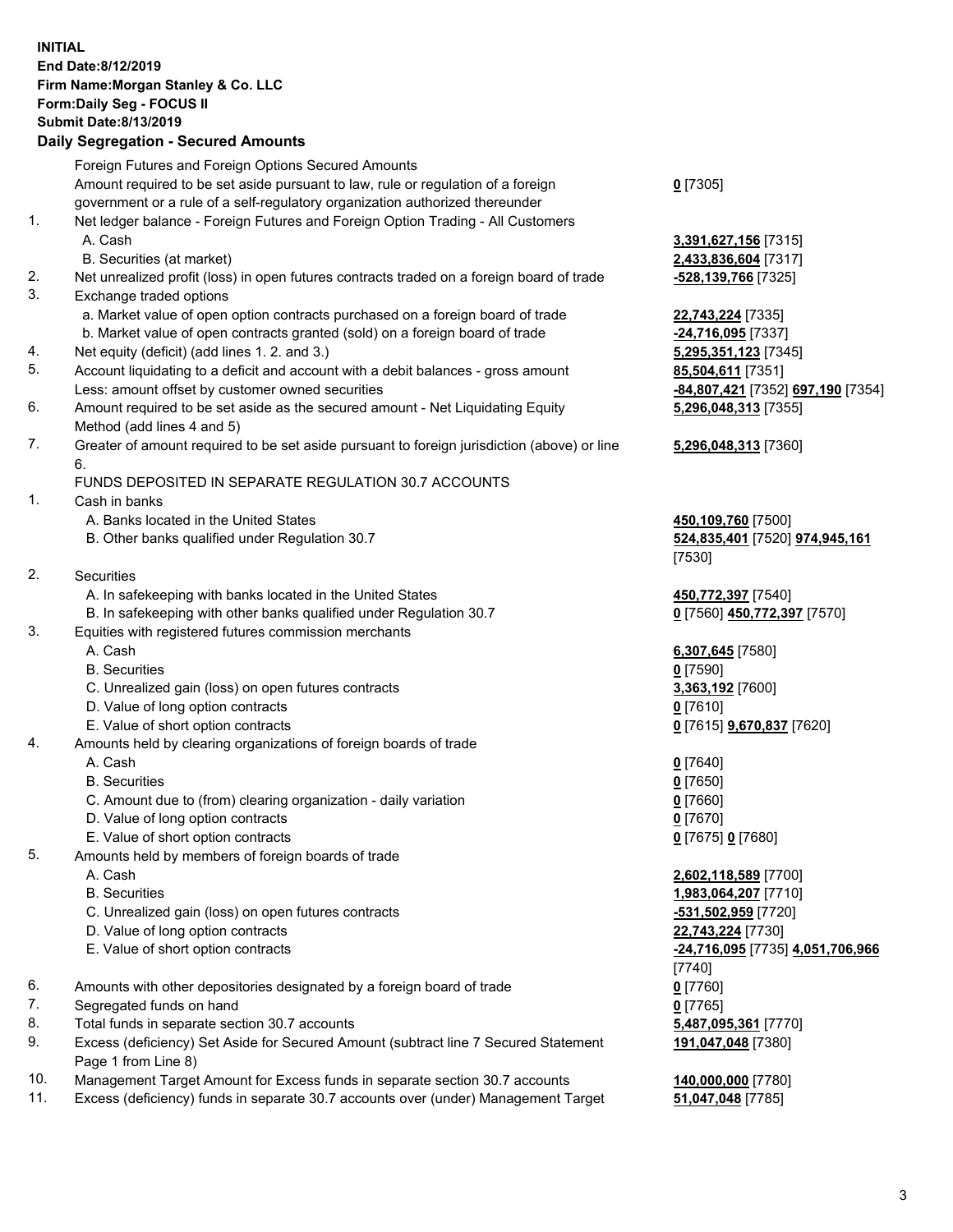**INITIAL**
**End Date:8/12/2019**
**Firm Name:Morgan Stanley & Co. LLC**
**Form:Daily Seg - FOCUS II**
**Submit Date:8/13/2019**
**Daily Segregation - Secured Amounts**

| | | |
|---|---|---|
| | Foreign Futures and Foreign Options Secured Amounts | |
| | Amount required to be set aside pursuant to law, rule or regulation of a foreign government or a rule of a self-regulatory organization authorized thereunder | **0** [7305] |
| 1. | Net ledger balance - Foreign Futures and Foreign Option Trading - All Customers | |
| | A. Cash | **3,391,627,156** [7315] |
| | B. Securities (at market) | **2,433,836,604** [7317] |
| 2. | Net unrealized profit (loss) in open futures contracts traded on a foreign board of trade | **-528,139,766** [7325] |
| 3. | Exchange traded options | |
| | a. Market value of open option contracts purchased on a foreign board of trade | **22,743,224** [7335] |
| | b. Market value of open contracts granted (sold) on a foreign board of trade | **-24,716,095** [7337] |
| 4. | Net equity (deficit) (add lines 1. 2. and 3.) | **5,295,351,123** [7345] |
| 5. | Account liquidating to a deficit and account with a debit balances - gross amount | **85,504,611** [7351] |
| | Less: amount offset by customer owned securities | **-84,807,421** [7352] **697,190** [7354] |
| 6. | Amount required to be set aside as the secured amount - Net Liquidating Equity Method (add lines 4 and 5) | **5,296,048,313** [7355] |
| 7. | Greater of amount required to be set aside pursuant to foreign jurisdiction (above) or line 6. | **5,296,048,313** [7360] |
| | FUNDS DEPOSITED IN SEPARATE REGULATION 30.7 ACCOUNTS | |
| 1. | Cash in banks | |
| | A. Banks located in the United States | **450,109,760** [7500] |
| | B. Other banks qualified under Regulation 30.7 | **524,835,401** [7520] **974,945,161** [7530] |
| 2. | Securities | |
| | A. In safekeeping with banks located in the United States | **450,772,397** [7540] |
| | B. In safekeeping with other banks qualified under Regulation 30.7 | **0** [7560] **450,772,397** [7570] |
| 3. | Equities with registered futures commission merchants | |
| | A. Cash | **6,307,645** [7580] |
| | B. Securities | **0** [7590] |
| | C. Unrealized gain (loss) on open futures contracts | **3,363,192** [7600] |
| | D. Value of long option contracts | **0** [7610] |
| | E. Value of short option contracts | **0** [7615] **9,670,837** [7620] |
| 4. | Amounts held by clearing organizations of foreign boards of trade | |
| | A. Cash | **0** [7640] |
| | B. Securities | **0** [7650] |
| | C. Amount due to (from) clearing organization - daily variation | **0** [7660] |
| | D. Value of long option contracts | **0** [7670] |
| | E. Value of short option contracts | **0** [7675] **0** [7680] |
| 5. | Amounts held by members of foreign boards of trade | |
| | A. Cash | **2,602,118,589** [7700] |
| | B. Securities | **1,983,064,207** [7710] |
| | C. Unrealized gain (loss) on open futures contracts | **-531,502,959** [7720] |
| | D. Value of long option contracts | **22,743,224** [7730] |
| | E. Value of short option contracts | **-24,716,095** [7735] **4,051,706,966** [7740] |
| 6. | Amounts with other depositories designated by a foreign board of trade | **0** [7760] |
| 7. | Segregated funds on hand | **0** [7765] |
| 8. | Total funds in separate section 30.7 accounts | **5,487,095,361** [7770] |
| 9. | Excess (deficiency) Set Aside for Secured Amount (subtract line 7 Secured Statement Page 1 from Line 8) | **191,047,048** [7380] |
| 10. | Management Target Amount for Excess funds in separate section 30.7 accounts | **140,000,000** [7780] |
| 11. | Excess (deficiency) funds in separate 30.7 accounts over (under) Management Target | **51,047,048** [7785] |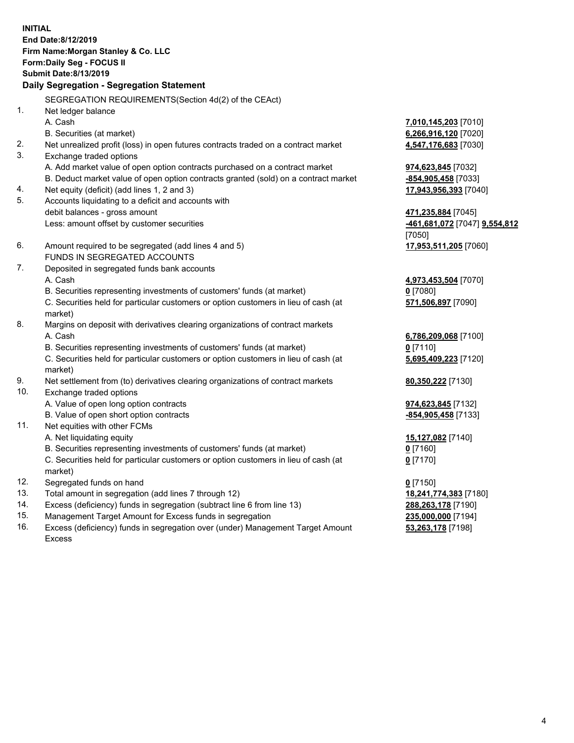**INITIAL**
**End Date:8/12/2019**
**Firm Name:Morgan Stanley & Co. LLC**
**Form:Daily Seg - FOCUS II**
**Submit Date:8/13/2019**

## Daily Segregation - Segregation Statement

SEGREGATION REQUIREMENTS(Section 4d(2) of the CEAct)

| | | |
|---|---|---|
| 1. | Net ledger balance | |
| | A. Cash | **7,010,145,203** [7010] |
| | B. Securities (at market) | **6,266,916,120** [7020] |
| 2. | Net unrealized profit (loss) in open futures contracts traded on a contract market | **4,547,176,683** [7030] |
| 3. | Exchange traded options | |
| | A. Add market value of open option contracts purchased on a contract market | **974,623,845** [7032] |
| | B. Deduct market value of open option contracts granted (sold) on a contract market | **-854,905,458** [7033] |
| 4. | Net equity (deficit) (add lines 1, 2 and 3) | **17,943,956,393** [7040] |
| 5. | Accounts liquidating to a deficit and accounts with debit balances - gross amount | **471,235,884** [7045] |
| | Less: amount offset by customer securities | **-461,681,072** [7047] **9,554,812** [7050] |
| 6. | Amount required to be segregated (add lines 4 and 5) | **17,953,511,205** [7060] |
| | FUNDS IN SEGREGATED ACCOUNTS | |
| 7. | Deposited in segregated funds bank accounts | |
| | A. Cash | **4,973,453,504** [7070] |
| | B. Securities representing investments of customers' funds (at market) | **0** [7080] |
| | C. Securities held for particular customers or option customers in lieu of cash (at market) | **571,506,897** [7090] |
| 8. | Margins on deposit with derivatives clearing organizations of contract markets | |
| | A. Cash | **6,786,209,068** [7100] |
| | B. Securities representing investments of customers' funds (at market) | **0** [7110] |
| | C. Securities held for particular customers or option customers in lieu of cash (at market) | **5,695,409,223** [7120] |
| 9. | Net settlement from (to) derivatives clearing organizations of contract markets | **80,350,222** [7130] |
| 10. | Exchange traded options | |
| | A. Value of open long option contracts | **974,623,845** [7132] |
| | B. Value of open short option contracts | **-854,905,458** [7133] |
| 11. | Net equities with other FCMs | |
| | A. Net liquidating equity | **15,127,082** [7140] |
| | B. Securities representing investments of customers' funds (at market) | **0** [7160] |
| | C. Securities held for particular customers or option customers in lieu of cash (at market) | **0** [7170] |
| 12. | Segregated funds on hand | **0** [7150] |
| 13. | Total amount in segregation (add lines 7 through 12) | **18,241,774,383** [7180] |
| 14. | Excess (deficiency) funds in segregation (subtract line 6 from line 13) | **288,263,178** [7190] |
| 15. | Management Target Amount for Excess funds in segregation | **235,000,000** [7194] |
| 16. | Excess (deficiency) funds in segregation over (under) Management Target Amount Excess | **53,263,178** [7198] |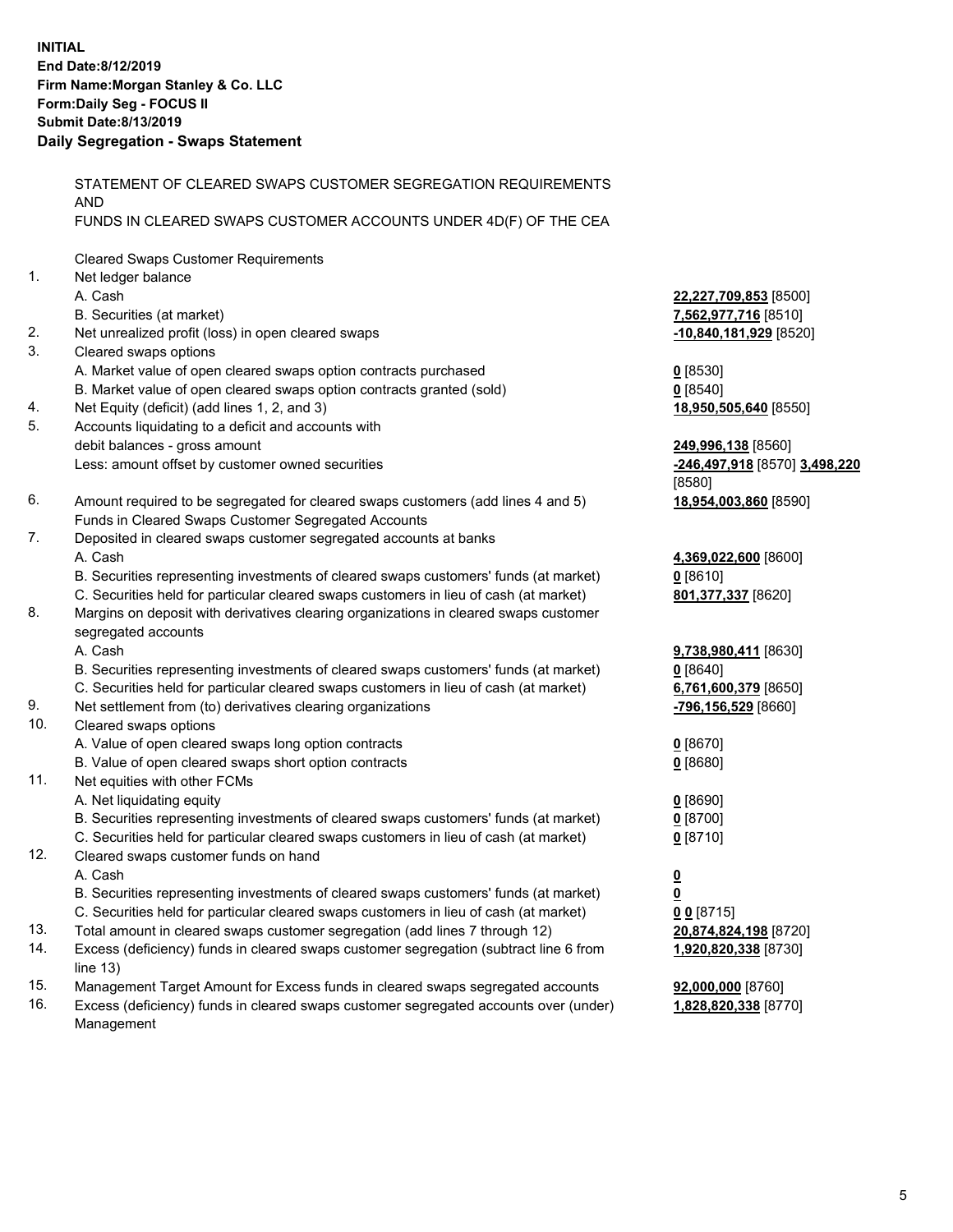**INITIAL**
**End Date:8/12/2019**
**Firm Name:Morgan Stanley & Co. LLC**
**Form:Daily Seg - FOCUS II**
**Submit Date:8/13/2019**
**Daily Segregation - Swaps Statement**

STATEMENT OF CLEARED SWAPS CUSTOMER SEGREGATION REQUIREMENTS AND FUNDS IN CLEARED SWAPS CUSTOMER ACCOUNTS UNDER 4D(F) OF THE CEA

| | | |
|---|---|---|
| | Cleared Swaps Customer Requirements | |
| 1. | Net ledger balance | |
| | A. Cash | **22,227,709,853** [8500] |
| | B. Securities (at market) | **7,562,977,716** [8510] |
| 2. | Net unrealized profit (loss) in open cleared swaps | **-10,840,181,929** [8520] |
| 3. | Cleared swaps options | |
| | A. Market value of open cleared swaps option contracts purchased | **0** [8530] |
| | B. Market value of open cleared swaps option contracts granted (sold) | **0** [8540] |
| 4. | Net Equity (deficit) (add lines 1, 2, and 3) | **18,950,505,640** [8550] |
| 5. | Accounts liquidating to a deficit and accounts with debit balances - gross amount | **249,996,138** [8560] |
| | Less: amount offset by customer owned securities | **-246,497,918** [8570] **3,498,220** [8580] |
| 6. | Amount required to be segregated for cleared swaps customers (add lines 4 and 5) | **18,954,003,860** [8590] |
| | Funds in Cleared Swaps Customer Segregated Accounts | |
| 7. | Deposited in cleared swaps customer segregated accounts at banks | |
| | A. Cash | **4,369,022,600** [8600] |
| | B. Securities representing investments of cleared swaps customers' funds (at market) | **0** [8610] |
| | C. Securities held for particular cleared swaps customers in lieu of cash (at market) | **801,377,337** [8620] |
| 8. | Margins on deposit with derivatives clearing organizations in cleared swaps customer segregated accounts | |
| | A. Cash | **9,738,980,411** [8630] |
| | B. Securities representing investments of cleared swaps customers' funds (at market) | **0** [8640] |
| | C. Securities held for particular cleared swaps customers in lieu of cash (at market) | **6,761,600,379** [8650] |
| 9. | Net settlement from (to) derivatives clearing organizations | **-796,156,529** [8660] |
| 10. | Cleared swaps options | |
| | A. Value of open cleared swaps long option contracts | **0** [8670] |
| | B. Value of open cleared swaps short option contracts | **0** [8680] |
| 11. | Net equities with other FCMs | |
| | A. Net liquidating equity | **0** [8690] |
| | B. Securities representing investments of cleared swaps customers' funds (at market) | **0** [8700] |
| | C. Securities held for particular cleared swaps customers in lieu of cash (at market) | **0** [8710] |
| 12. | Cleared swaps customer funds on hand | |
| | A. Cash | **0** |
| | B. Securities representing investments of cleared swaps customers' funds (at market) | **0** |
| | C. Securities held for particular cleared swaps customers in lieu of cash (at market) | **0** **0** [8715] |
| 13. | Total amount in cleared swaps customer segregation (add lines 7 through 12) | **20,874,824,198** [8720] |
| 14. | Excess (deficiency) funds in cleared swaps customer segregation (subtract line 6 from line 13) | **1,920,820,338** [8730] |
| 15. | Management Target Amount for Excess funds in cleared swaps segregated accounts | **92,000,000** [8760] |
| 16. | Excess (deficiency) funds in cleared swaps customer segregated accounts over (under) Management | **1,828,820,338** [8770] |